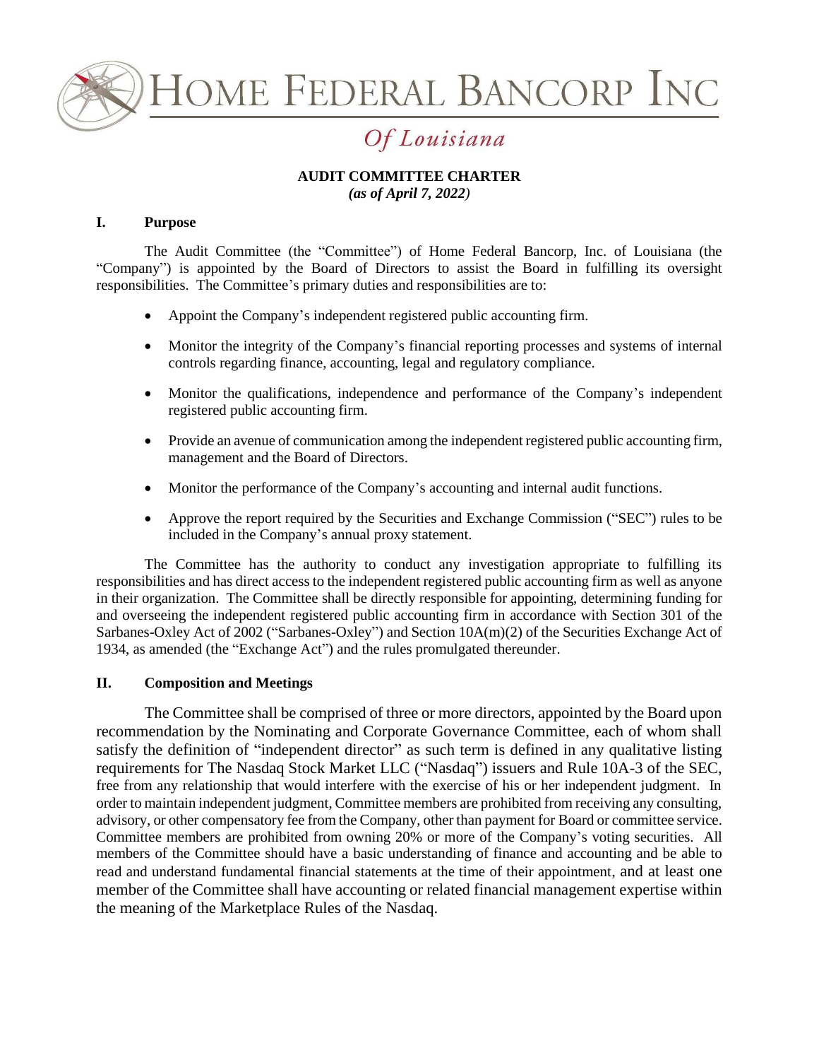# HOME FEDERAL BANCORP INC

*Of Louisiana*

**AUDIT COMMITTEE CHARTER**
***(as of April 7, 2022)***

## I. Purpose

The Audit Committee (the "Committee") of Home Federal Bancorp, Inc. of Louisiana (the "Company") is appointed by the Board of Directors to assist the Board in fulfilling its oversight responsibilities. The Committee's primary duties and responsibilities are to:

- Appoint the Company's independent registered public accounting firm.
- Monitor the integrity of the Company's financial reporting processes and systems of internal controls regarding finance, accounting, legal and regulatory compliance.
- Monitor the qualifications, independence and performance of the Company's independent registered public accounting firm.
- Provide an avenue of communication among the independent registered public accounting firm, management and the Board of Directors.
- Monitor the performance of the Company's accounting and internal audit functions.
- Approve the report required by the Securities and Exchange Commission ("SEC") rules to be included in the Company's annual proxy statement.

The Committee has the authority to conduct any investigation appropriate to fulfilling its responsibilities and has direct access to the independent registered public accounting firm as well as anyone in their organization. The Committee shall be directly responsible for appointing, determining funding for and overseeing the independent registered public accounting firm in accordance with Section 301 of the Sarbanes-Oxley Act of 2002 ("Sarbanes-Oxley") and Section 10A(m)(2) of the Securities Exchange Act of 1934, as amended (the "Exchange Act") and the rules promulgated thereunder.

## II. Composition and Meetings

The Committee shall be comprised of three or more directors, appointed by the Board upon recommendation by the Nominating and Corporate Governance Committee, each of whom shall satisfy the definition of "independent director" as such term is defined in any qualitative listing requirements for The Nasdaq Stock Market LLC ("Nasdaq") issuers and Rule 10A-3 of the SEC, free from any relationship that would interfere with the exercise of his or her independent judgment. In order to maintain independent judgment, Committee members are prohibited from receiving any consulting, advisory, or other compensatory fee from the Company, other than payment for Board or committee service. Committee members are prohibited from owning 20% or more of the Company's voting securities. All members of the Committee should have a basic understanding of finance and accounting and be able to read and understand fundamental financial statements at the time of their appointment, and at least one member of the Committee shall have accounting or related financial management expertise within the meaning of the Marketplace Rules of the Nasdaq.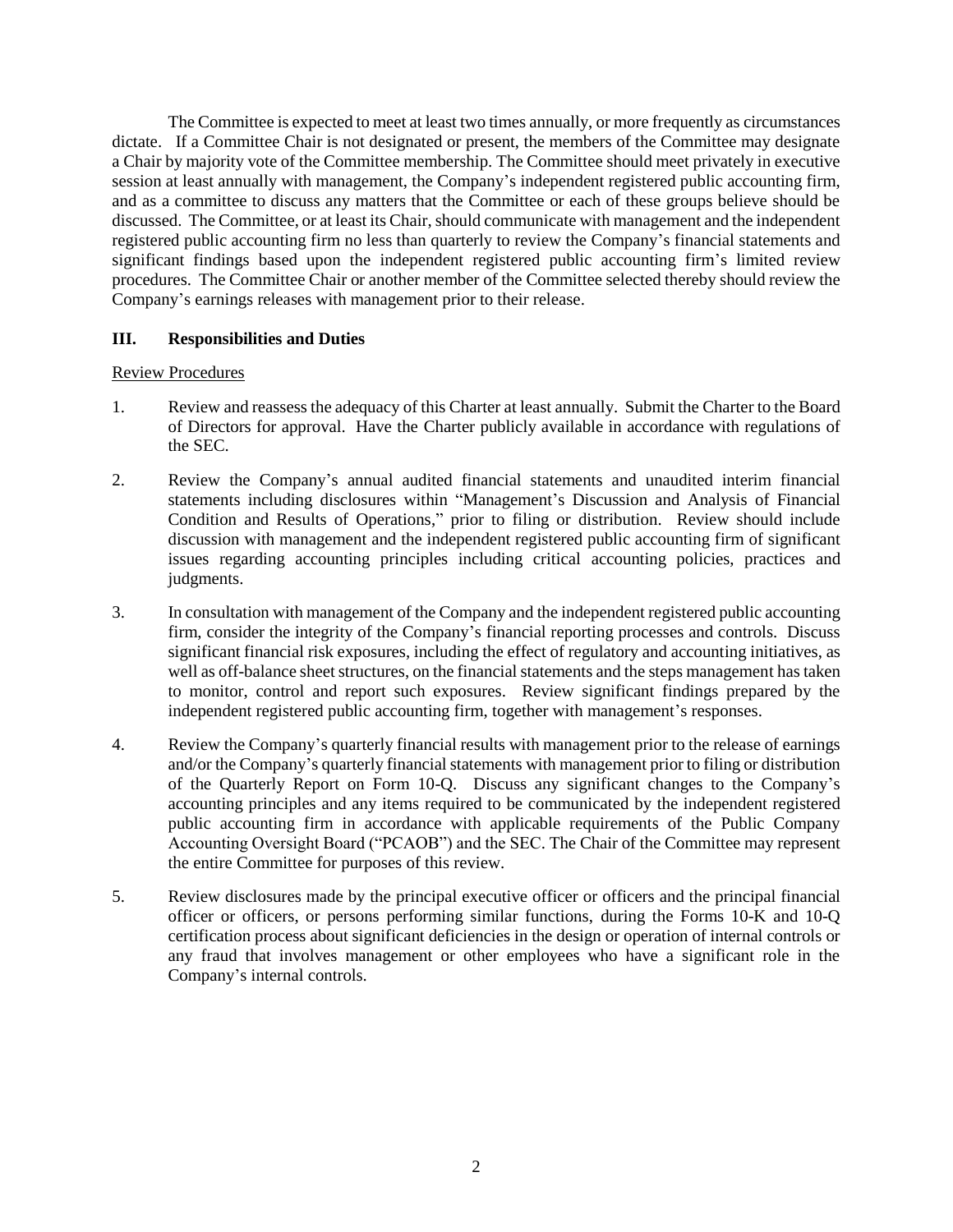The Committee is expected to meet at least two times annually, or more frequently as circumstances dictate. If a Committee Chair is not designated or present, the members of the Committee may designate a Chair by majority vote of the Committee membership. The Committee should meet privately in executive session at least annually with management, the Company's independent registered public accounting firm, and as a committee to discuss any matters that the Committee or each of these groups believe should be discussed. The Committee, or at least its Chair, should communicate with management and the independent registered public accounting firm no less than quarterly to review the Company's financial statements and significant findings based upon the independent registered public accounting firm's limited review procedures. The Committee Chair or another member of the Committee selected thereby should review the Company's earnings releases with management prior to their release.

## III. Responsibilities and Duties

Review Procedures

1. Review and reassess the adequacy of this Charter at least annually. Submit the Charter to the Board of Directors for approval. Have the Charter publicly available in accordance with regulations of the SEC.

2. Review the Company's annual audited financial statements and unaudited interim financial statements including disclosures within "Management's Discussion and Analysis of Financial Condition and Results of Operations," prior to filing or distribution. Review should include discussion with management and the independent registered public accounting firm of significant issues regarding accounting principles including critical accounting policies, practices and judgments.

3. In consultation with management of the Company and the independent registered public accounting firm, consider the integrity of the Company's financial reporting processes and controls. Discuss significant financial risk exposures, including the effect of regulatory and accounting initiatives, as well as off-balance sheet structures, on the financial statements and the steps management has taken to monitor, control and report such exposures. Review significant findings prepared by the independent registered public accounting firm, together with management's responses.

4. Review the Company's quarterly financial results with management prior to the release of earnings and/or the Company's quarterly financial statements with management prior to filing or distribution of the Quarterly Report on Form 10-Q. Discuss any significant changes to the Company's accounting principles and any items required to be communicated by the independent registered public accounting firm in accordance with applicable requirements of the Public Company Accounting Oversight Board ("PCAOB") and the SEC. The Chair of the Committee may represent the entire Committee for purposes of this review.

5. Review disclosures made by the principal executive officer or officers and the principal financial officer or officers, or persons performing similar functions, during the Forms 10-K and 10-Q certification process about significant deficiencies in the design or operation of internal controls or any fraud that involves management or other employees who have a significant role in the Company's internal controls.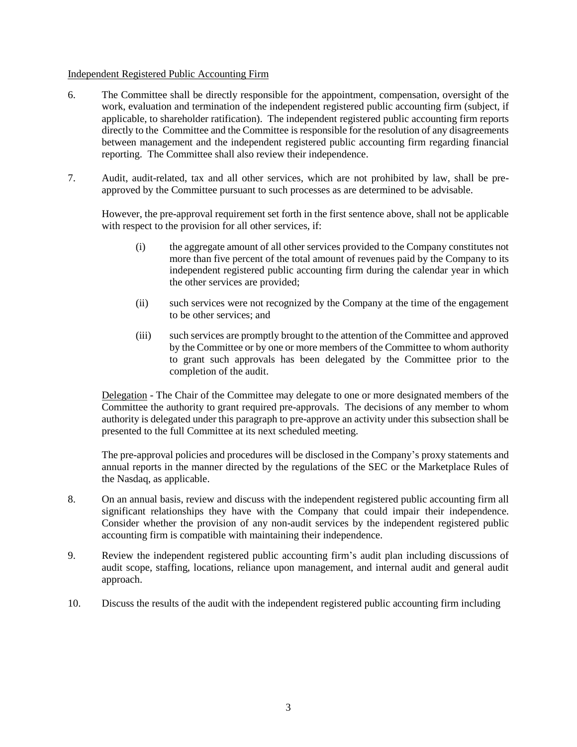Independent Registered Public Accounting Firm

6. The Committee shall be directly responsible for the appointment, compensation, oversight of the work, evaluation and termination of the independent registered public accounting firm (subject, if applicable, to shareholder ratification). The independent registered public accounting firm reports directly to the Committee and the Committee is responsible for the resolution of any disagreements between management and the independent registered public accounting firm regarding financial reporting. The Committee shall also review their independence.

7. Audit, audit-related, tax and all other services, which are not prohibited by law, shall be pre-approved by the Committee pursuant to such processes as are determined to be advisable.

   However, the pre-approval requirement set forth in the first sentence above, shall not be applicable with respect to the provision for all other services, if:

   (i) the aggregate amount of all other services provided to the Company constitutes not more than five percent of the total amount of revenues paid by the Company to its independent registered public accounting firm during the calendar year in which the other services are provided;

   (ii) such services were not recognized by the Company at the time of the engagement to be other services; and

   (iii) such services are promptly brought to the attention of the Committee and approved by the Committee or by one or more members of the Committee to whom authority to grant such approvals has been delegated by the Committee prior to the completion of the audit.

   Delegation - The Chair of the Committee may delegate to one or more designated members of the Committee the authority to grant required pre-approvals. The decisions of any member to whom authority is delegated under this paragraph to pre-approve an activity under this subsection shall be presented to the full Committee at its next scheduled meeting.

   The pre-approval policies and procedures will be disclosed in the Company's proxy statements and annual reports in the manner directed by the regulations of the SEC or the Marketplace Rules of the Nasdaq, as applicable.

8. On an annual basis, review and discuss with the independent registered public accounting firm all significant relationships they have with the Company that could impair their independence. Consider whether the provision of any non-audit services by the independent registered public accounting firm is compatible with maintaining their independence.

9. Review the independent registered public accounting firm's audit plan including discussions of audit scope, staffing, locations, reliance upon management, and internal audit and general audit approach.

10. Discuss the results of the audit with the independent registered public accounting firm including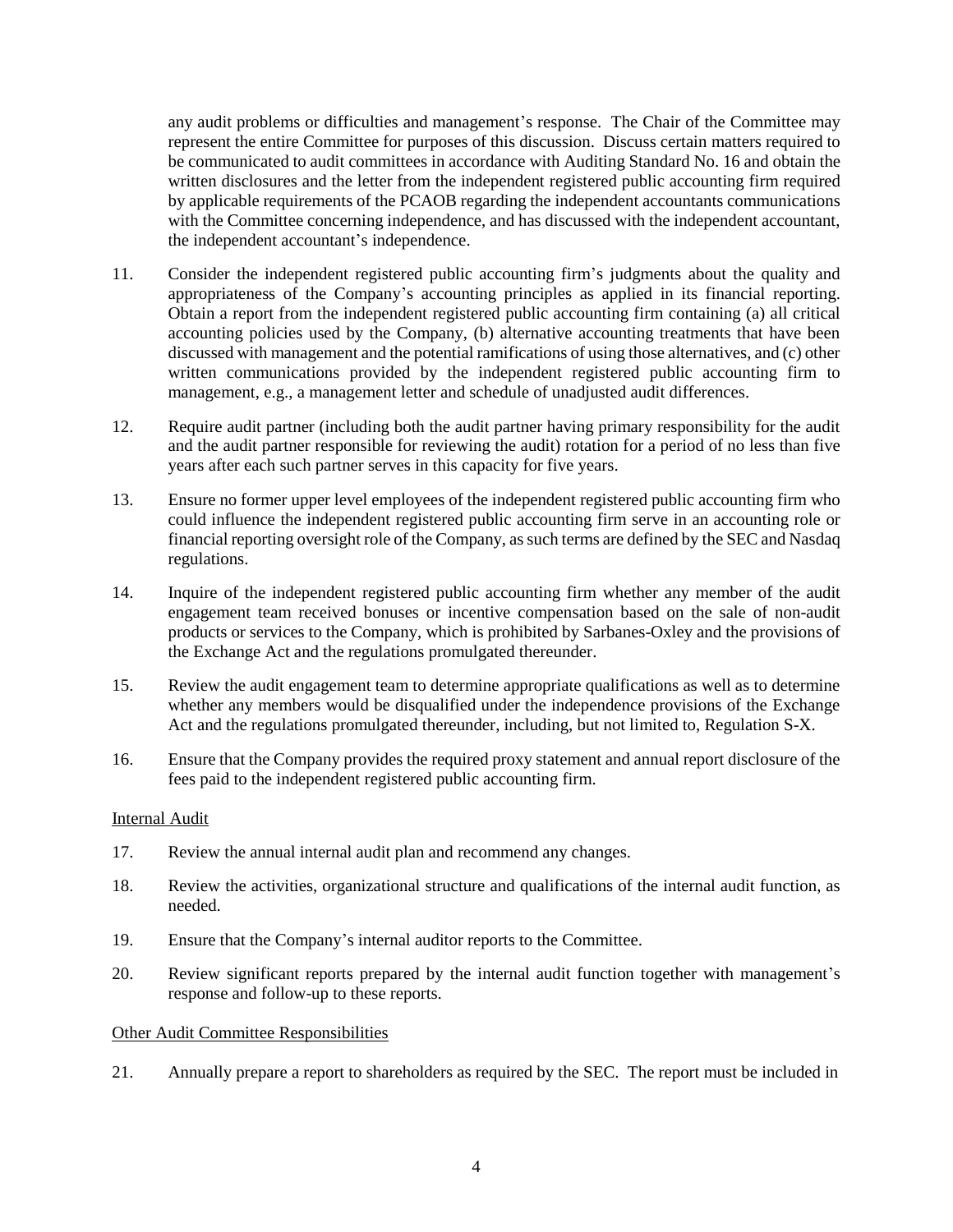any audit problems or difficulties and management's response. The Chair of the Committee may represent the entire Committee for purposes of this discussion. Discuss certain matters required to be communicated to audit committees in accordance with Auditing Standard No. 16 and obtain the written disclosures and the letter from the independent registered public accounting firm required by applicable requirements of the PCAOB regarding the independent accountants communications with the Committee concerning independence, and has discussed with the independent accountant, the independent accountant's independence.

11. Consider the independent registered public accounting firm's judgments about the quality and appropriateness of the Company's accounting principles as applied in its financial reporting. Obtain a report from the independent registered public accounting firm containing (a) all critical accounting policies used by the Company, (b) alternative accounting treatments that have been discussed with management and the potential ramifications of using those alternatives, and (c) other written communications provided by the independent registered public accounting firm to management, e.g., a management letter and schedule of unadjusted audit differences.

12. Require audit partner (including both the audit partner having primary responsibility for the audit and the audit partner responsible for reviewing the audit) rotation for a period of no less than five years after each such partner serves in this capacity for five years.

13. Ensure no former upper level employees of the independent registered public accounting firm who could influence the independent registered public accounting firm serve in an accounting role or financial reporting oversight role of the Company, as such terms are defined by the SEC and Nasdaq regulations.

14. Inquire of the independent registered public accounting firm whether any member of the audit engagement team received bonuses or incentive compensation based on the sale of non-audit products or services to the Company, which is prohibited by Sarbanes-Oxley and the provisions of the Exchange Act and the regulations promulgated thereunder.

15. Review the audit engagement team to determine appropriate qualifications as well as to determine whether any members would be disqualified under the independence provisions of the Exchange Act and the regulations promulgated thereunder, including, but not limited to, Regulation S-X.

16. Ensure that the Company provides the required proxy statement and annual report disclosure of the fees paid to the independent registered public accounting firm.

Internal Audit

17. Review the annual internal audit plan and recommend any changes.

18. Review the activities, organizational structure and qualifications of the internal audit function, as needed.

19. Ensure that the Company's internal auditor reports to the Committee.

20. Review significant reports prepared by the internal audit function together with management's response and follow-up to these reports.

Other Audit Committee Responsibilities

21. Annually prepare a report to shareholders as required by the SEC. The report must be included in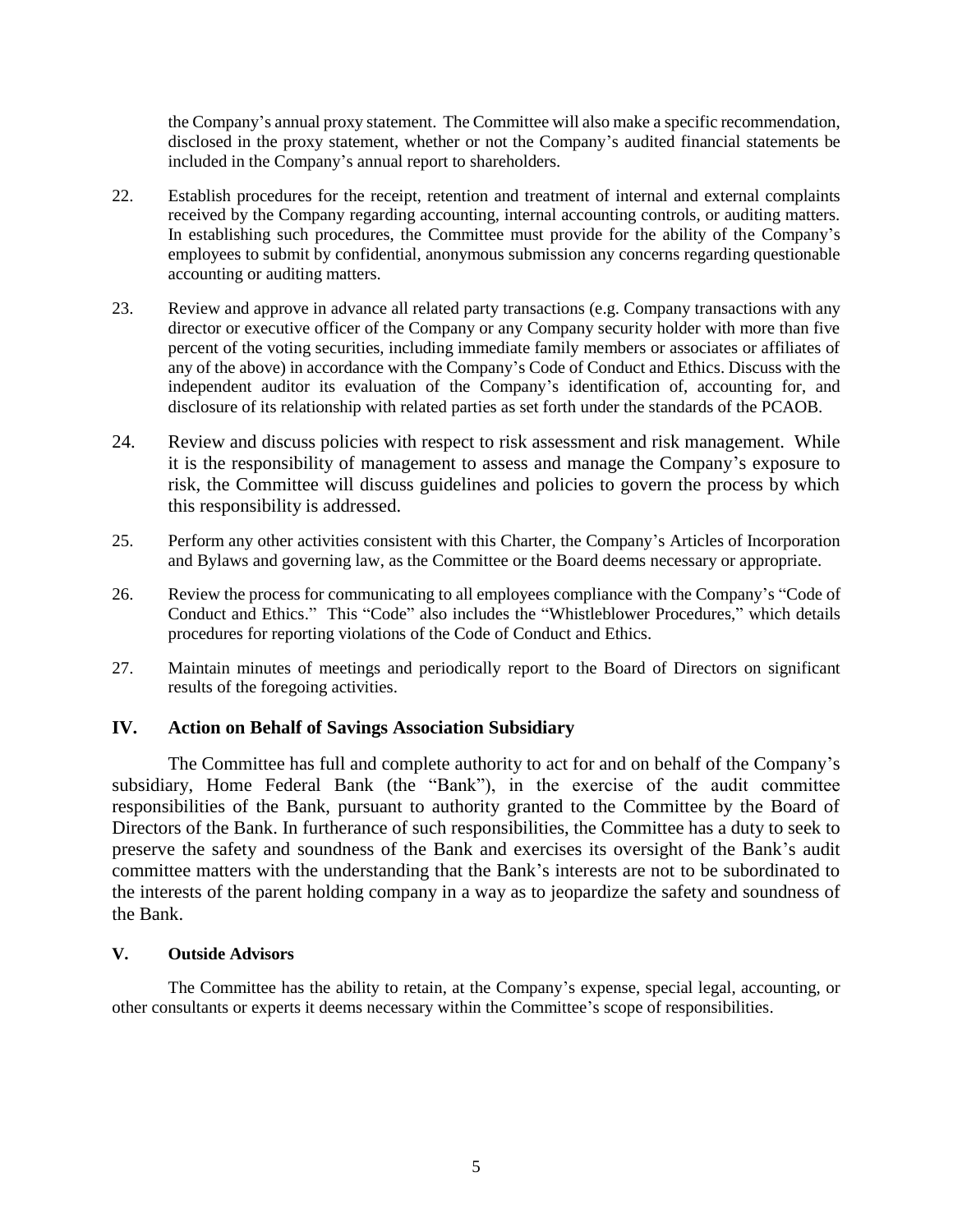the Company's annual proxy statement. The Committee will also make a specific recommendation, disclosed in the proxy statement, whether or not the Company's audited financial statements be included in the Company's annual report to shareholders.

22. Establish procedures for the receipt, retention and treatment of internal and external complaints received by the Company regarding accounting, internal accounting controls, or auditing matters. In establishing such procedures, the Committee must provide for the ability of the Company's employees to submit by confidential, anonymous submission any concerns regarding questionable accounting or auditing matters.

23. Review and approve in advance all related party transactions (e.g. Company transactions with any director or executive officer of the Company or any Company security holder with more than five percent of the voting securities, including immediate family members or associates or affiliates of any of the above) in accordance with the Company's Code of Conduct and Ethics. Discuss with the independent auditor its evaluation of the Company's identification of, accounting for, and disclosure of its relationship with related parties as set forth under the standards of the PCAOB.

24. Review and discuss policies with respect to risk assessment and risk management. While it is the responsibility of management to assess and manage the Company's exposure to risk, the Committee will discuss guidelines and policies to govern the process by which this responsibility is addressed.

25. Perform any other activities consistent with this Charter, the Company's Articles of Incorporation and Bylaws and governing law, as the Committee or the Board deems necessary or appropriate.

26. Review the process for communicating to all employees compliance with the Company's "Code of Conduct and Ethics." This "Code" also includes the "Whistleblower Procedures," which details procedures for reporting violations of the Code of Conduct and Ethics.

27. Maintain minutes of meetings and periodically report to the Board of Directors on significant results of the foregoing activities.

## IV. Action on Behalf of Savings Association Subsidiary

The Committee has full and complete authority to act for and on behalf of the Company's subsidiary, Home Federal Bank (the "Bank"), in the exercise of the audit committee responsibilities of the Bank, pursuant to authority granted to the Committee by the Board of Directors of the Bank. In furtherance of such responsibilities, the Committee has a duty to seek to preserve the safety and soundness of the Bank and exercises its oversight of the Bank's audit committee matters with the understanding that the Bank's interests are not to be subordinated to the interests of the parent holding company in a way as to jeopardize the safety and soundness of the Bank.

## V. Outside Advisors

The Committee has the ability to retain, at the Company's expense, special legal, accounting, or other consultants or experts it deems necessary within the Committee's scope of responsibilities.